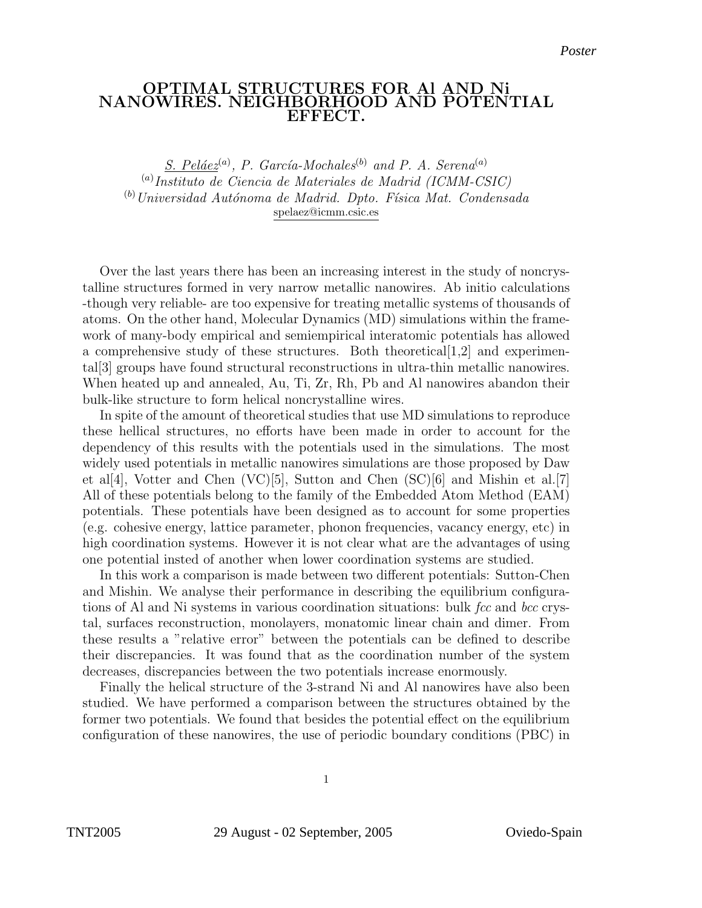# OPTIMAL STRUCTURES FOR Al AND Ni NANOWIRES. NEIGHBORHOOD AND POTENTIAL EFFECT.

S. Peláez[(a)], P. García-Mochales[(b)] and P. A. Serena[(a)]

[(a)] *Instituto de Ciencia de Materiales de Madrid (ICMM-CSIC)*

[(b)] *Universidad Autónoma de Madrid. Dpto. Física Mat. Condensada*

spelaez@icmm.csic.es

Over the last years there has been an increasing interest in the study of noncrystalline structures formed in very narrow metallic nanowires. Ab initio calculations -though very reliable- are too expensive for treating metallic systems of thousands of atoms. On the other hand, Molecular Dynamics (MD) simulations within the framework of many-body empirical and semiempirical interatomic potentials has allowed a comprehensive study of these structures. Both theoretical[1,2] and experimental[3] groups have found structural reconstructions in ultra-thin metallic nanowires. When heated up and annealed, Au, Ti, Zr, Rh, Pb and Al nanowires abandon their bulk-like structure to form helical noncrystalline wires.

In spite of the amount of theoretical studies that use MD simulations to reproduce these hellical structures, no efforts have been made in order to account for the dependency of this results with the potentials used in the simulations. The most widely used potentials in metallic nanowires simulations are those proposed by Daw et al[4], Votter and Chen (VC)[5], Sutton and Chen (SC)[6] and Mishin et al.[7] All of these potentials belong to the family of the Embedded Atom Method (EAM) potentials. These potentials have been designed as to account for some properties (e.g. cohesive energy, lattice parameter, phonon frequencies, vacancy energy, etc) in high coordination systems. However it is not clear what are the advantages of using one potential insted of another when lower coordination systems are studied.

In this work a comparison is made between two different potentials: Sutton-Chen and Mishin. We analyse their performance in describing the equilibrium configurations of Al and Ni systems in various coordination situations: bulk *fcc* and *bcc* crystal, surfaces reconstruction, monolayers, monatomic linear chain and dimer. From these results a "relative error" between the potentials can be defined to describe their discrepancies. It was found that as the coordination number of the system decreases, discrepancies between the two potentials increase enormously.

Finally the helical structure of the 3-strand Ni and Al nanowires have also been studied. We have performed a comparison between the structures obtained by the former two potentials. We found that besides the potential effect on the equilibrium configuration of these nanowires, the use of periodic boundary conditions (PBC) in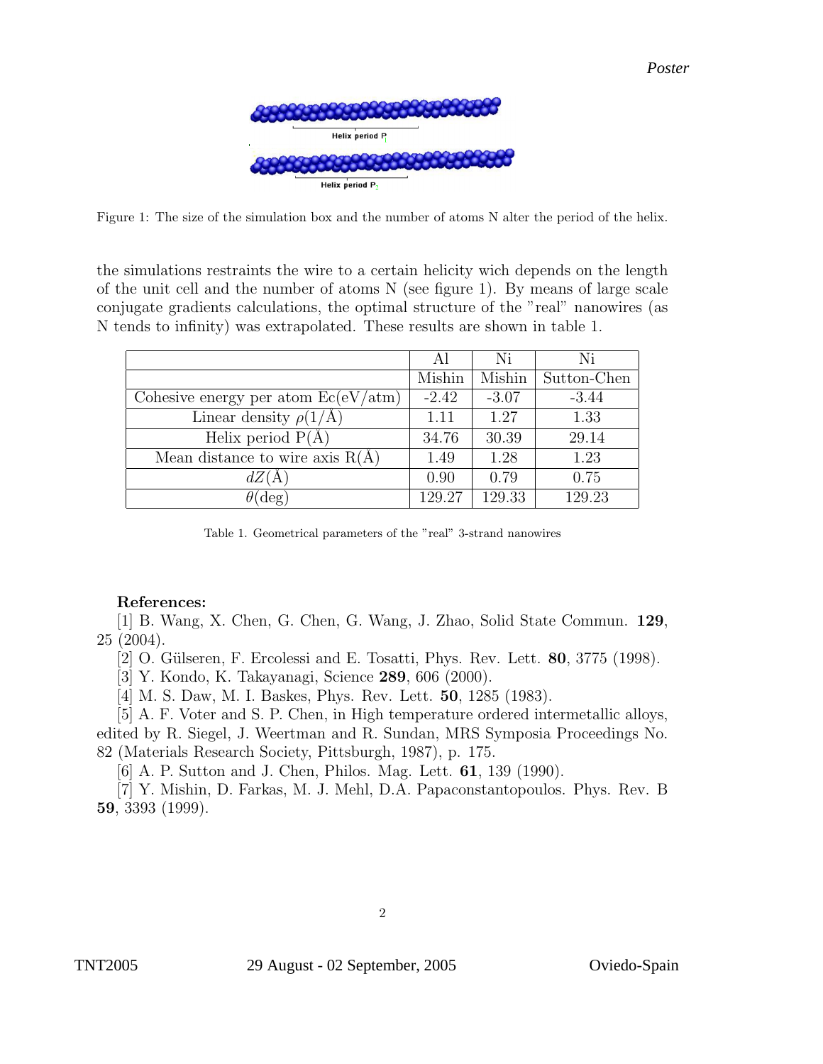Helix period $P_1$

Helix period $P_2$

Figure 1: The size of the simulation box and the number of atoms N alter the period of the helix.

the simulations restraints the wire to a certain helicity wich depends on the length of the unit cell and the number of atoms N (see figure 1). By means of large scale conjugate gradients calculations, the optimal structure of the "real" nanowires (as N tends to infinity) was extrapolated. These results are shown in table 1.

| | Al | Ni | Ni |
|---|---|---|---|
| | Mishin | Mishin | Sutton-Chen |
| Cohesive energy per atom Ec(eV/atm) | -2.42 | -3.07 | -3.44 |
| Linear density $\rho(1/\text{Å})$ | 1.11 | 1.27 | 1.33 |
| Helix period P(Å) | 34.76 | 30.39 | 29.14 |
| Mean distance to wire axis R(Å) | 1.49 | 1.28 | 1.23 |
| $dZ$(Å) | 0.90 | 0.79 | 0.75 |
| $\theta$(deg) | 129.27 | 129.33 | 129.23 |

Table 1. Geometrical parameters of the "real" 3-strand nanowires

**References:**

[1] B. Wang, X. Chen, G. Chen, G. Wang, J. Zhao, Solid State Commun. **129**, 25 (2004).

[2] O. Gülseren, F. Ercolessi and E. Tosatti, Phys. Rev. Lett. **80**, 3775 (1998).

[3] Y. Kondo, K. Takayanagi, Science **289**, 606 (2000).

[4] M. S. Daw, M. I. Baskes, Phys. Rev. Lett. **50**, 1285 (1983).

[5] A. F. Voter and S. P. Chen, in High temperature ordered intermetallic alloys, edited by R. Siegel, J. Weertman and R. Sundan, MRS Symposia Proceedings No. 82 (Materials Research Society, Pittsburgh, 1987), p. 175.

[6] A. P. Sutton and J. Chen, Philos. Mag. Lett. **61**, 139 (1990).

[7] Y. Mishin, D. Farkas, M. J. Mehl, D.A. Papaconstantopoulos. Phys. Rev. B **59**, 3393 (1999).